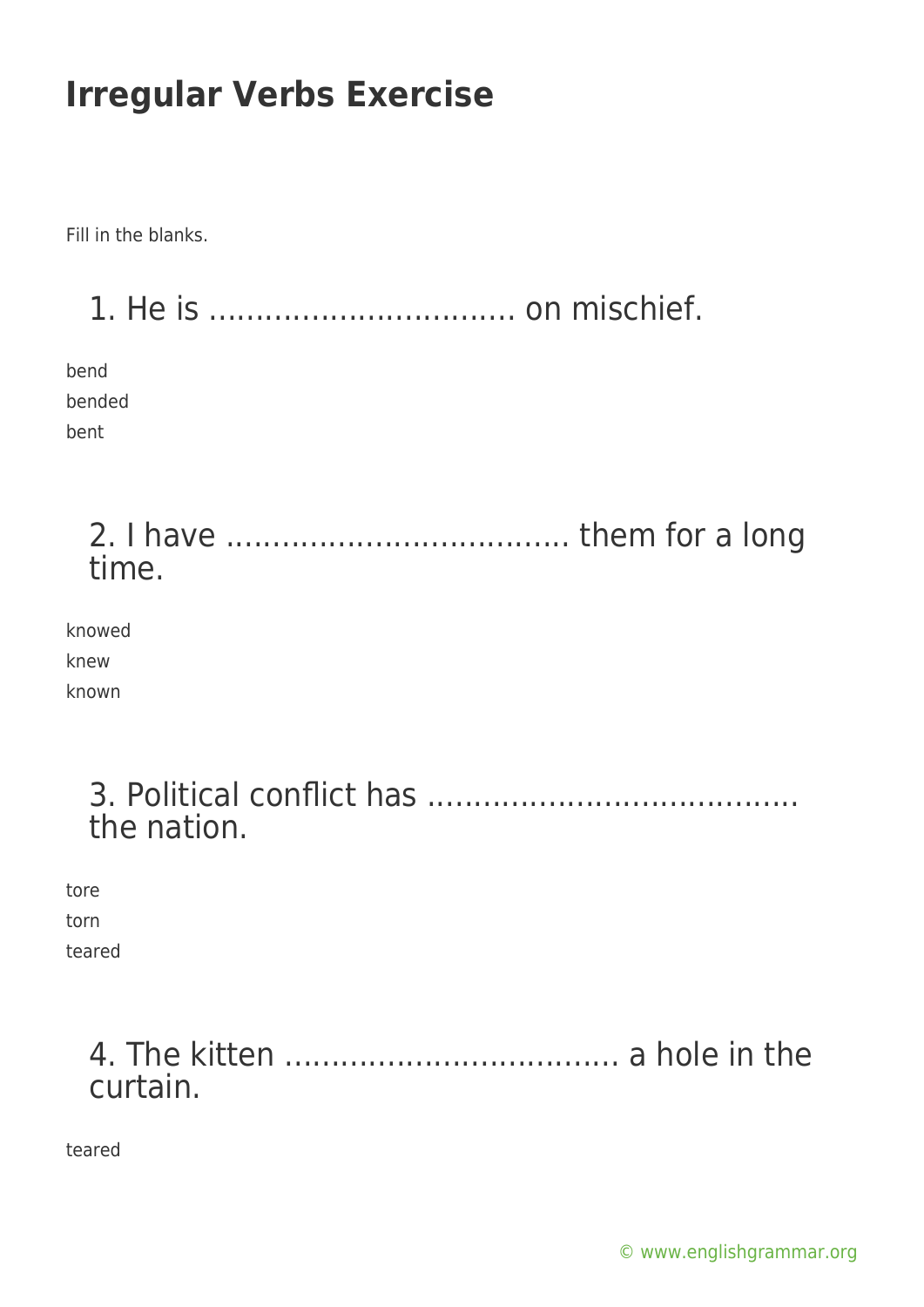# Irregular Verbs Exercise

Fill in the blanks.

## 1. He is ................................ on mischief.

bend
bended
bent

## 2. I have ................................... them for a long time.

knowed
knew
known

## 3. Political conflict has ...................................... the nation.

tore
torn
teared

## 4. The kitten ................................... a hole in the curtain.

teared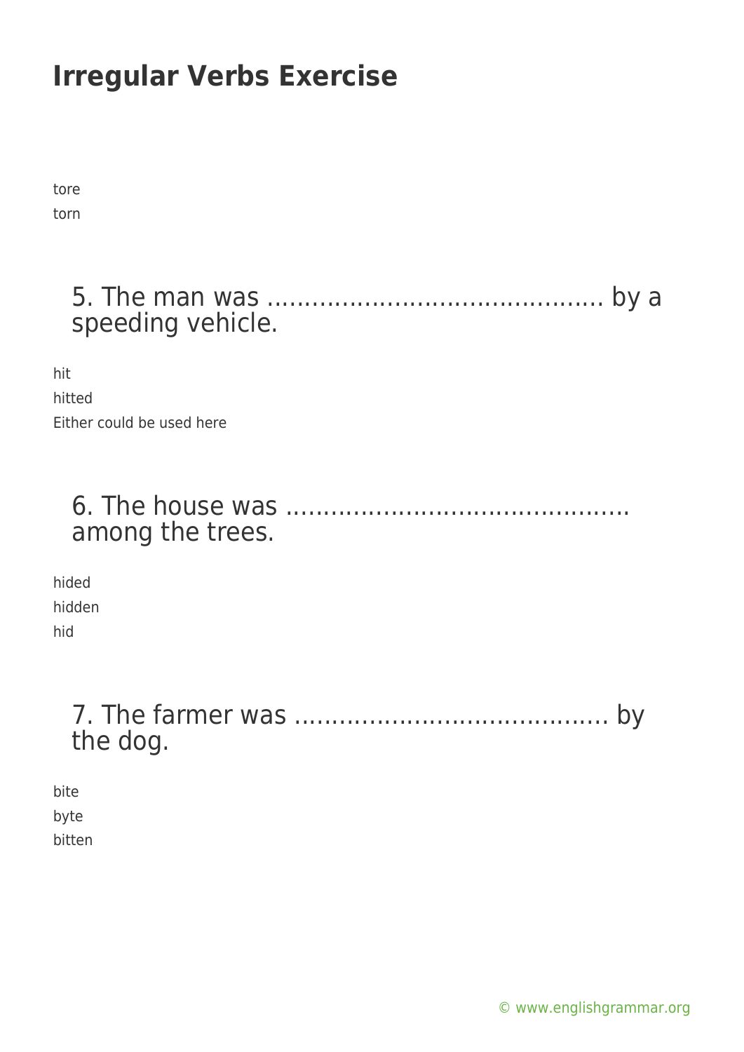# Irregular Verbs Exercise

tore

torn

## 5. The man was ……………………………………… by a speeding vehicle.

hit

hitted

Either could be used here

## 6. The house was ……………………………………… among the trees.

hided

hidden

hid

## 7. The farmer was …………………………………… by the dog.

bite

byte

bitten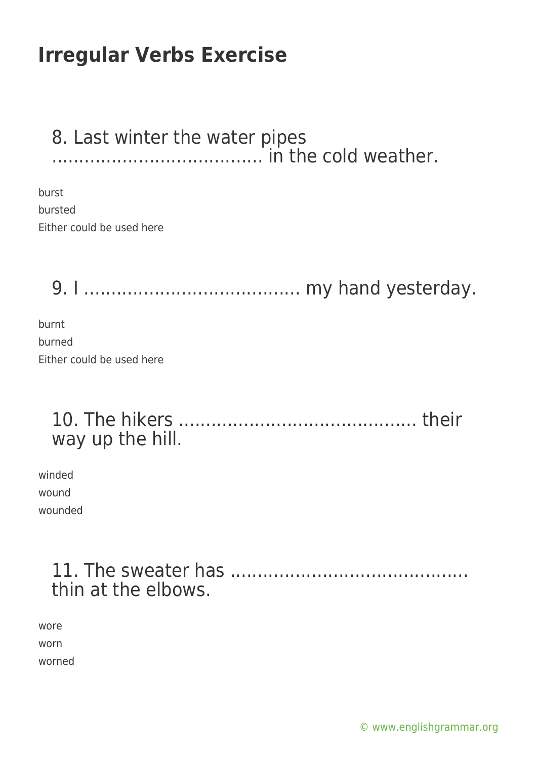# Irregular Verbs Exercise

## 8. Last winter the water pipes ………………………………. in the cold weather.

burst
bursted
Either could be used here

## 9. I …………………………………. my hand yesterday.

burnt
burned
Either could be used here

## 10. The hikers ……………………………………. their way up the hill.

winded
wound
wounded

## 11. The sweater has ……………………………………. thin at the elbows.

wore
worn
worned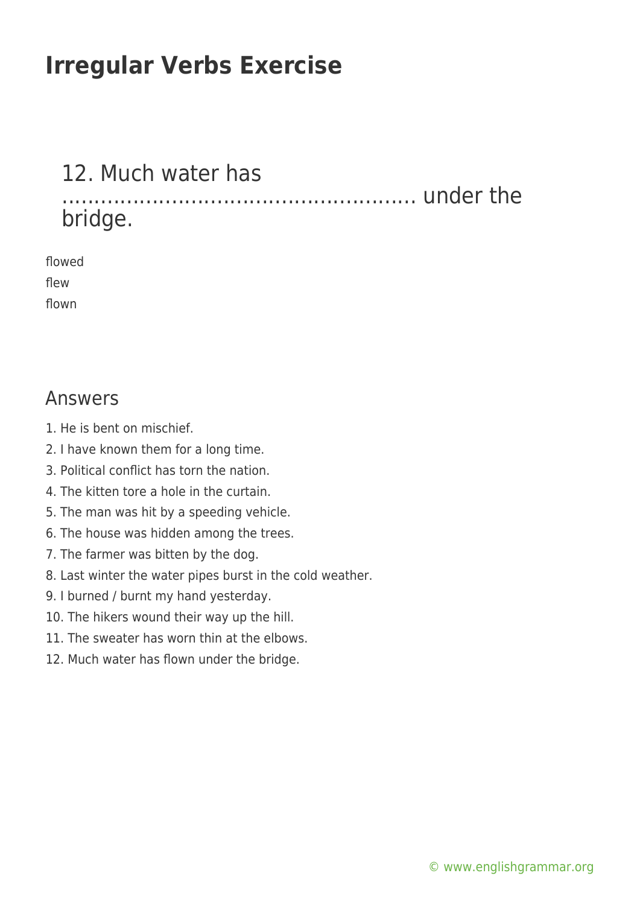# Irregular Verbs Exercise

12. Much water has ……………………………………………… under the bridge.

flowed
flew
flown

## Answers

1. He is bent on mischief.
2. I have known them for a long time.
3. Political conflict has torn the nation.
4. The kitten tore a hole in the curtain.
5. The man was hit by a speeding vehicle.
6. The house was hidden among the trees.
7. The farmer was bitten by the dog.
8. Last winter the water pipes burst in the cold weather.
9. I burned / burnt my hand yesterday.
10. The hikers wound their way up the hill.
11. The sweater has worn thin at the elbows.
12. Much water has flown under the bridge.

© www.englishgrammar.org